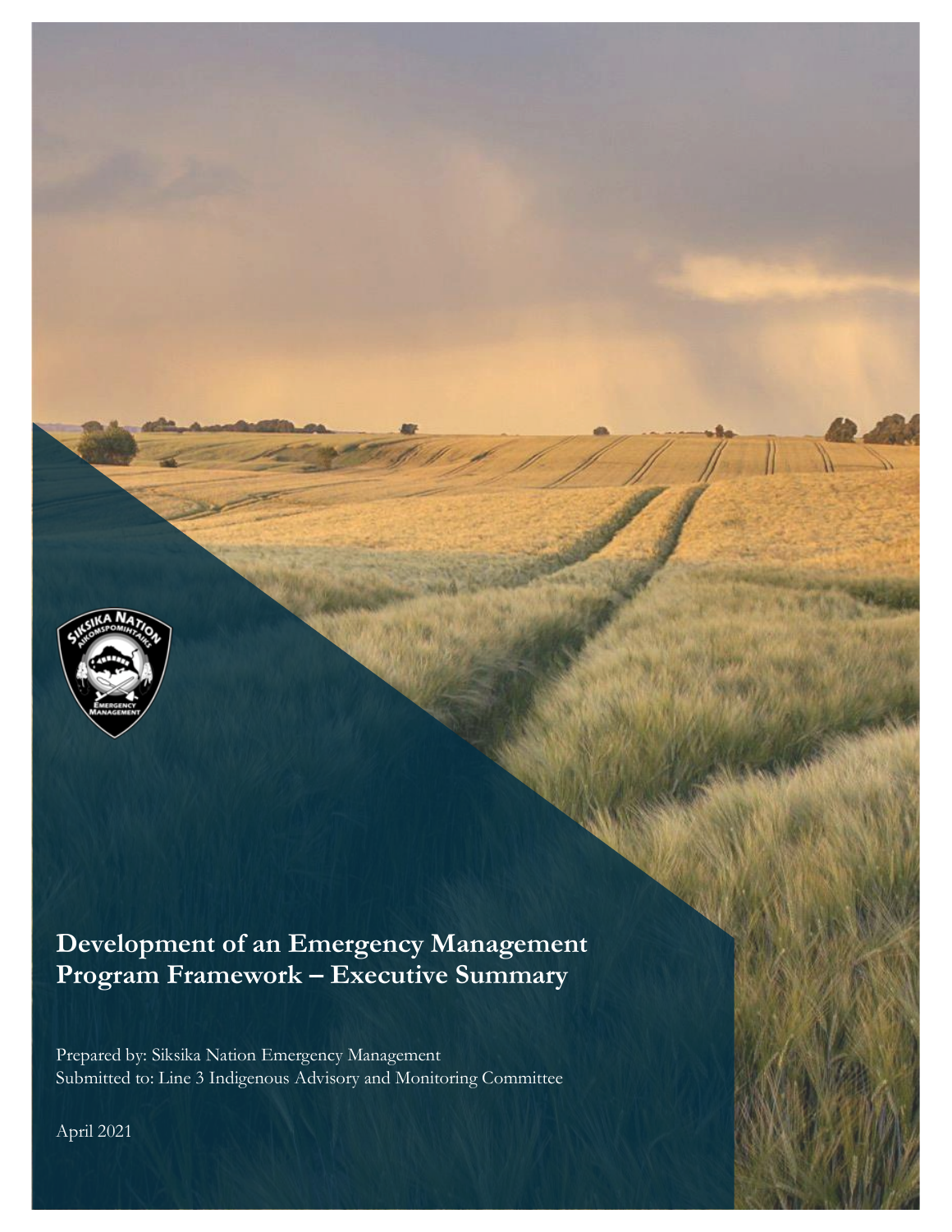# Development of an Emergency Management Program Framework – Executive Summary

Prepared by: Siksika Nation Emergency Management
Submitted to: Line 3 Indigenous Advisory and Monitoring Committee

April 2021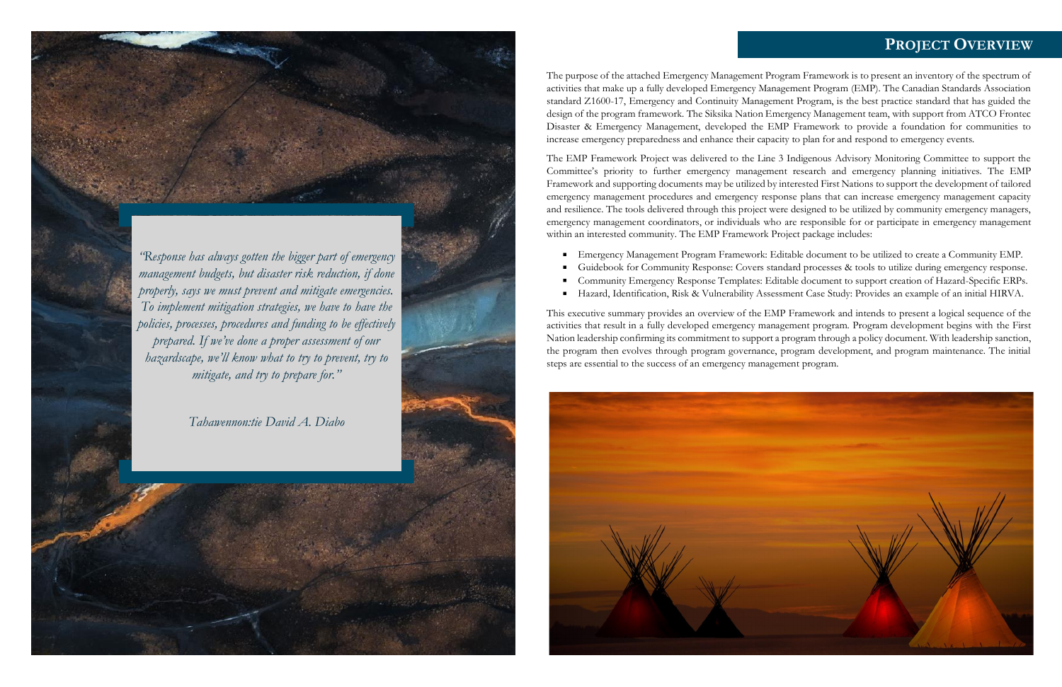> *"Response has always gotten the bigger part of emergency management budgets, but disaster risk reduction, if done properly, says we must prevent and mitigate emergencies. To implement mitigation strategies, we have to have the policies, processes, procedures and funding to be effectively prepared. If we've done a proper assessment of our hazardscape, we'll know what to try to prevent, try to mitigate, and try to prepare for."*
>
> *Tahawennon:tie David A. Diabo*

## PROJECT OVERVIEW

The purpose of the attached Emergency Management Program Framework is to present an inventory of the spectrum of activities that make up a fully developed Emergency Management Program (EMP). The Canadian Standards Association standard Z1600-17, Emergency and Continuity Management Program, is the best practice standard that has guided the design of the program framework. The Siksika Nation Emergency Management team, with support from ATCO Frontec Disaster & Emergency Management, developed the EMP Framework to provide a foundation for communities to increase emergency preparedness and enhance their capacity to plan for and respond to emergency events.

The EMP Framework Project was delivered to the Line 3 Indigenous Advisory Monitoring Committee to support the Committee's priority to further emergency management research and emergency planning initiatives. The EMP Framework and supporting documents may be utilized by interested First Nations to support the development of tailored emergency management procedures and emergency response plans that can increase emergency management capacity and resilience. The tools delivered through this project were designed to be utilized by community emergency managers, emergency management coordinators, or individuals who are responsible for or participate in emergency management within an interested community. The EMP Framework Project package includes:

- Emergency Management Program Framework: Editable document to be utilized to create a Community EMP.
- Guidebook for Community Response: Covers standard processes & tools to utilize during emergency response.
- Community Emergency Response Templates: Editable document to support creation of Hazard-Specific ERPs.
- Hazard, Identification, Risk & Vulnerability Assessment Case Study: Provides an example of an initial HIRVA.

This executive summary provides an overview of the EMP Framework and intends to present a logical sequence of the activities that result in a fully developed emergency management program. Program development begins with the First Nation leadership confirming its commitment to support a program through a policy document. With leadership sanction, the program then evolves through program governance, program development, and program maintenance. The initial steps are essential to the success of an emergency management program.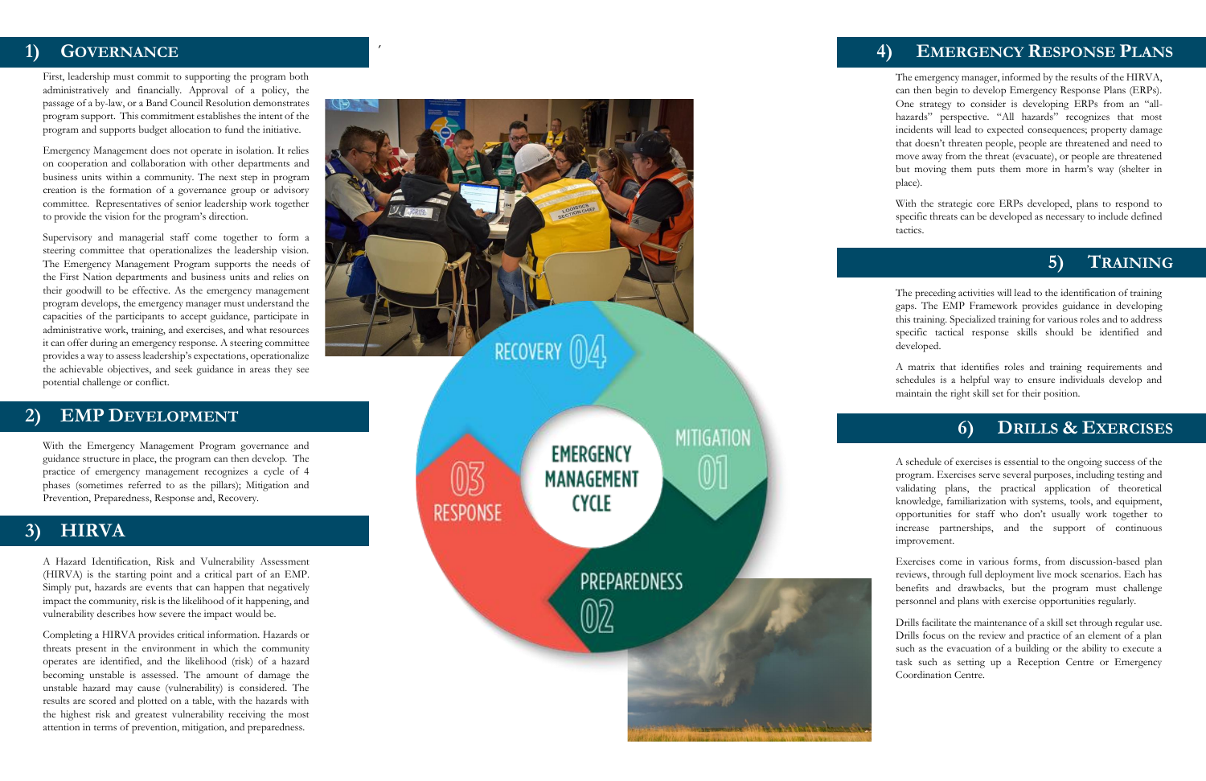## 1) Governance

First, leadership must commit to supporting the program both administratively and financially. Approval of a policy, the passage of a by-law, or a Band Council Resolution demonstrates program support. This commitment establishes the intent of the program and supports budget allocation to fund the initiative.

Emergency Management does not operate in isolation. It relies on cooperation and collaboration with other departments and business units within a community. The next step in program creation is the formation of a governance group or advisory committee. Representatives of senior leadership work together to provide the vision for the program's direction.

Supervisory and managerial staff come together to form a steering committee that operationalizes the leadership vision. The Emergency Management Program supports the needs of the First Nation departments and business units and relies on their goodwill to be effective. As the emergency management program develops, the emergency manager must understand the capacities of the participants to accept guidance, participate in administrative work, training, and exercises, and what resources it can offer during an emergency response. A steering committee provides a way to assess leadership's expectations, operationalize the achievable objectives, and seek guidance in areas they see potential challenge or conflict.

## 2) EMP Development

With the Emergency Management Program governance and guidance structure in place, the program can then develop. The practice of emergency management recognizes a cycle of 4 phases (sometimes referred to as the pillars); Mitigation and Prevention, Preparedness, Response and, Recovery.

## 3) HIRVA

A Hazard Identification, Risk and Vulnerability Assessment (HIRVA) is the starting point and a critical part of an EMP. Simply put, hazards are events that can happen that negatively impact the community, risk is the likelihood of it happening, and vulnerability describes how severe the impact would be.

Completing a HIRVA provides critical information. Hazards or threats present in the environment in which the community operates are identified, and the likelihood (risk) of a hazard becoming unstable is assessed. The amount of damage the unstable hazard may cause (vulnerability) is considered. The results are scored and plotted on a table, with the hazards with the highest risk and greatest vulnerability receiving the most attention in terms of prevention, mitigation, and preparedness.

EMERGENCY MANAGEMENT CYCLE

MITIGATION 01

PREPAREDNESS 02

RESPONSE 03

RECOVERY 04

## 4) Emergency Response Plans

The emergency manager, informed by the results of the HIRVA, can then begin to develop Emergency Response Plans (ERPs). One strategy to consider is developing ERPs from an "all-hazards" perspective. "All hazards" recognizes that most incidents will lead to expected consequences; property damage that doesn't threaten people, people are threatened and need to move away from the threat (evacuate), or people are threatened but moving them puts them more in harm's way (shelter in place).

With the strategic core ERPs developed, plans to respond to specific threats can be developed as necessary to include defined tactics.

## 5) Training

The preceding activities will lead to the identification of training gaps. The EMP Framework provides guidance in developing this training. Specialized training for various roles and to address specific tactical response skills should be identified and developed.

A matrix that identifies roles and training requirements and schedules is a helpful way to ensure individuals develop and maintain the right skill set for their position.

## 6) Drills & Exercises

A schedule of exercises is essential to the ongoing success of the program. Exercises serve several purposes, including testing and validating plans, the practical application of theoretical knowledge, familiarization with systems, tools, and equipment, opportunities for staff who don't usually work together to increase partnerships, and the support of continuous improvement.

Exercises come in various forms, from discussion-based plan reviews, through full deployment live mock scenarios. Each has benefits and drawbacks, but the program must challenge personnel and plans with exercise opportunities regularly.

Drills facilitate the maintenance of a skill set through regular use. Drills focus on the review and practice of an element of a plan such as the evacuation of a building or the ability to execute a task such as setting up a Reception Centre or Emergency Coordination Centre.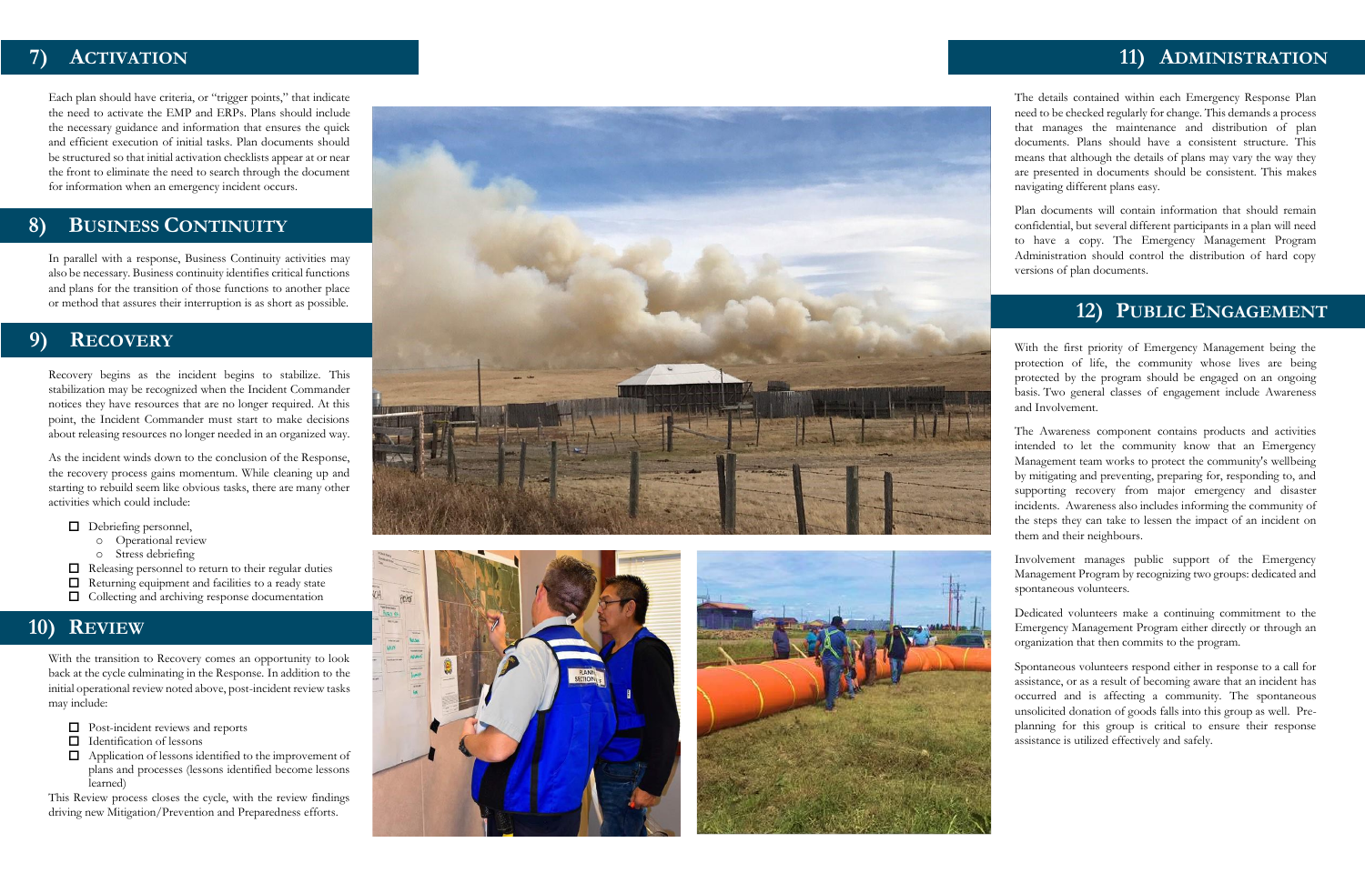## 7) Activation

Each plan should have criteria, or "trigger points," that indicate the need to activate the EMP and ERPs. Plans should include the necessary guidance and information that ensures the quick and efficient execution of initial tasks. Plan documents should be structured so that initial activation checklists appear at or near the front to eliminate the need to search through the document for information when an emergency incident occurs.

## 8) Business Continuity

In parallel with a response, Business Continuity activities may also be necessary. Business continuity identifies critical functions and plans for the transition of those functions to another place or method that assures their interruption is as short as possible.

## 9) Recovery

Recovery begins as the incident begins to stabilize. This stabilization may be recognized when the Incident Commander notices they have resources that are no longer required. At this point, the Incident Commander must start to make decisions about releasing resources no longer needed in an organized way.

As the incident winds down to the conclusion of the Response, the recovery process gains momentum. While cleaning up and starting to rebuild seem like obvious tasks, there are many other activities which could include:

- ☐ Debriefing personnel,
  - Operational review
  - Stress debriefing
- ☐ Releasing personnel to return to their regular duties
- ☐ Returning equipment and facilities to a ready state
- ☐ Collecting and archiving response documentation

## 10) Review

With the transition to Recovery comes an opportunity to look back at the cycle culminating in the Response. In addition to the initial operational review noted above, post-incident review tasks may include:

- ☐ Post-incident reviews and reports
- ☐ Identification of lessons
- ☐ Application of lessons identified to the improvement of plans and processes (lessons identified become lessons learned)

This Review process closes the cycle, with the review findings driving new Mitigation/Prevention and Preparedness efforts.

## 11) Administration

The details contained within each Emergency Response Plan need to be checked regularly for change. This demands a process that manages the maintenance and distribution of plan documents. Plans should have a consistent structure. This means that although the details of plans may vary the way they are presented in documents should be consistent. This makes navigating different plans easy.

Plan documents will contain information that should remain confidential, but several different participants in a plan will need to have a copy. The Emergency Management Program Administration should control the distribution of hard copy versions of plan documents.

## 12) Public Engagement

With the first priority of Emergency Management being the protection of life, the community whose lives are being protected by the program should be engaged on an ongoing basis. Two general classes of engagement include Awareness and Involvement.

The Awareness component contains products and activities intended to let the community know that an Emergency Management team works to protect the community's wellbeing by mitigating and preventing, preparing for, responding to, and supporting recovery from major emergency and disaster incidents. Awareness also includes informing the community of the steps they can take to lessen the impact of an incident on them and their neighbours.

Involvement manages public support of the Emergency Management Program by recognizing two groups: dedicated and spontaneous volunteers.

Dedicated volunteers make a continuing commitment to the Emergency Management Program either directly or through an organization that then commits to the program.

Spontaneous volunteers respond either in response to a call for assistance, or as a result of becoming aware that an incident has occurred and is affecting a community. The spontaneous unsolicited donation of goods falls into this group as well. Pre-planning for this group is critical to ensure their response assistance is utilized effectively and safely.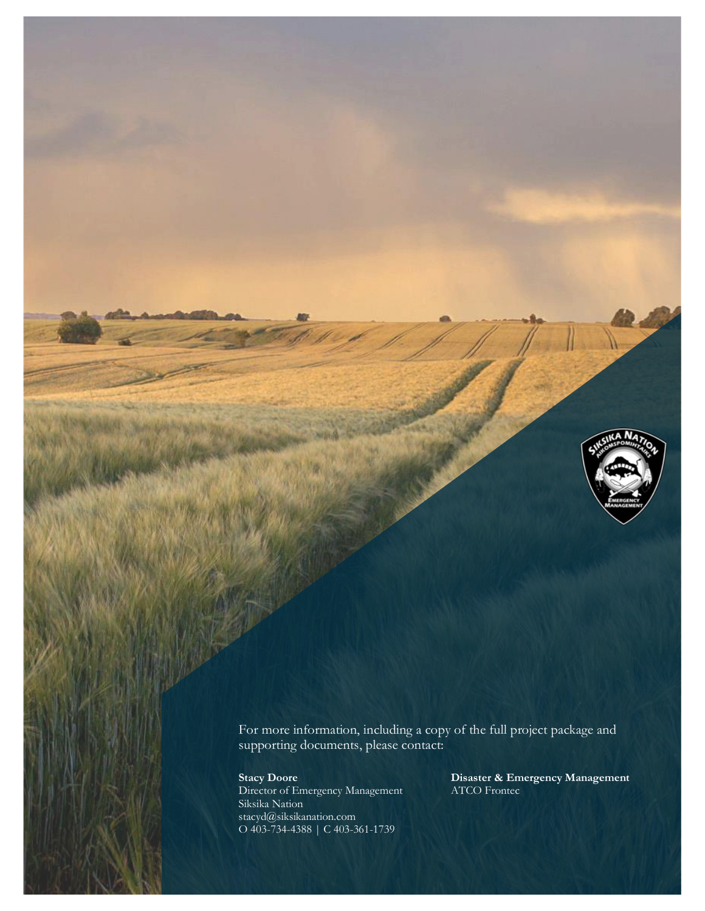For more information, including a copy of the full project package and supporting documents, please contact:

**Stacy Doore**
Director of Emergency Management
Siksika Nation
stacyd@siksikanation.com
O 403-734-4388 | C 403-361-1739

**Disaster & Emergency Management**
ATCO Frontec